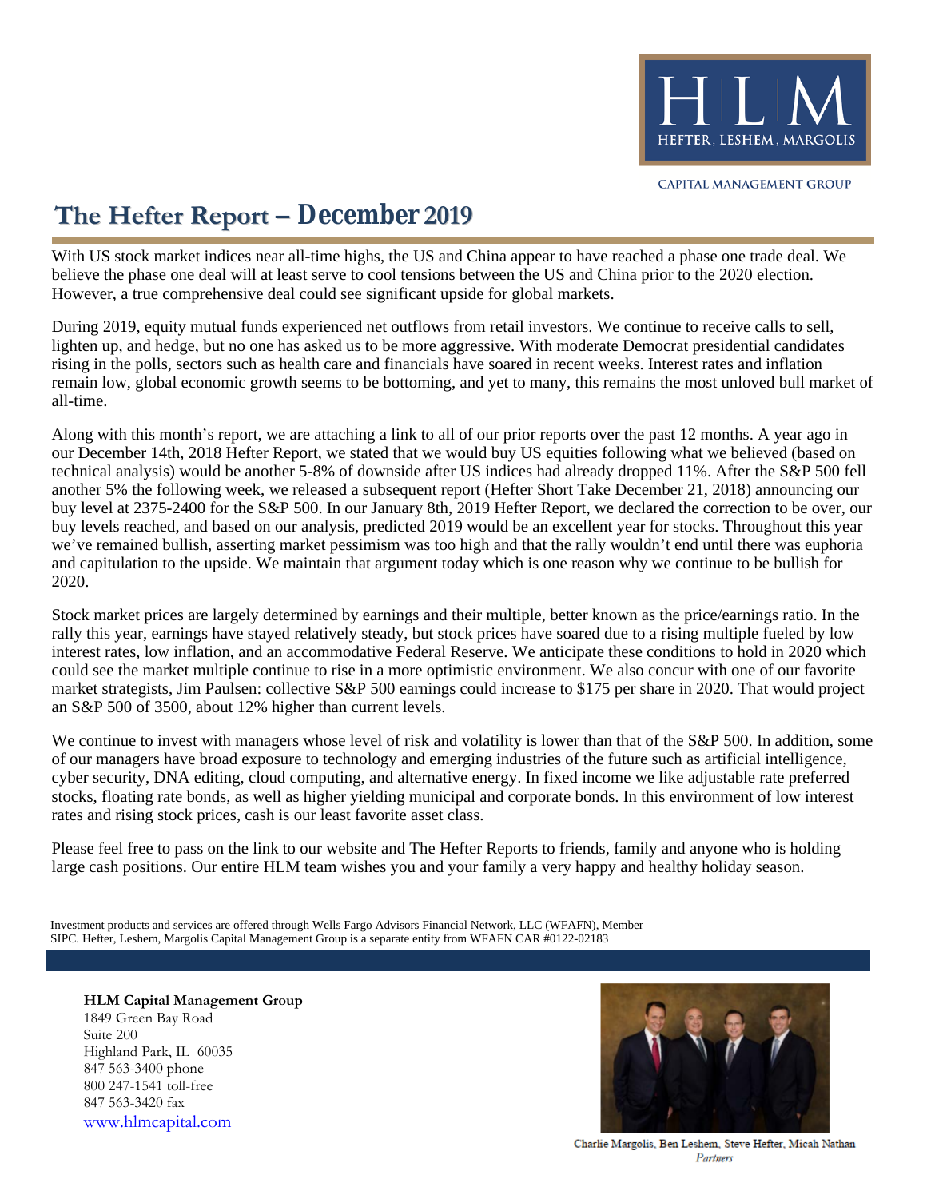HEFTER, LESHEM, MARGOLIS

CAPITAL MANAGEMENT GROUP

# The Hefter Report – December 2019

With US stock market indices near all-time highs, the US and China appear to have reached a phase one trade deal. We believe the phase one deal will at least serve to cool tensions between the US and China prior to the 2020 election. However, a true comprehensive deal could see significant upside for global markets.

During 2019, equity mutual funds experienced net outflows from retail investors. We continue to receive calls to sell, lighten up, and hedge, but no one has asked us to be more aggressive. With moderate Democrat presidential candidates rising in the polls, sectors such as health care and financials have soared in recent weeks. Interest rates and inflation remain low, global economic growth seems to be bottoming, and yet to many, this remains the most unloved bull market of all-time.

Along with this month's report, we are attaching a link to all of our prior reports over the past 12 months. A year ago in our December 14th, 2018 Hefter Report, we stated that we would buy US equities following what we believed (based on technical analysis) would be another 5-8% of downside after US indices had already dropped 11%. After the S&P 500 fell another 5% the following week, we released a subsequent report (Hefter Short Take December 21, 2018) announcing our buy level at 2375-2400 for the S&P 500. In our January 8th, 2019 Hefter Report, we declared the correction to be over, our buy levels reached, and based on our analysis, predicted 2019 would be an excellent year for stocks. Throughout this year we've remained bullish, asserting market pessimism was too high and that the rally wouldn't end until there was euphoria and capitulation to the upside. We maintain that argument today which is one reason why we continue to be bullish for 2020.

Stock market prices are largely determined by earnings and their multiple, better known as the price/earnings ratio. In the rally this year, earnings have stayed relatively steady, but stock prices have soared due to a rising multiple fueled by low interest rates, low inflation, and an accommodative Federal Reserve. We anticipate these conditions to hold in 2020 which could see the market multiple continue to rise in a more optimistic environment. We also concur with one of our favorite market strategists, Jim Paulsen: collective S&P 500 earnings could increase to $175 per share in 2020. That would project an S&P 500 of 3500, about 12% higher than current levels.

We continue to invest with managers whose level of risk and volatility is lower than that of the S&P 500. In addition, some of our managers have broad exposure to technology and emerging industries of the future such as artificial intelligence, cyber security, DNA editing, cloud computing, and alternative energy. In fixed income we like adjustable rate preferred stocks, floating rate bonds, as well as higher yielding municipal and corporate bonds. In this environment of low interest rates and rising stock prices, cash is our least favorite asset class.

Please feel free to pass on the link to our website and The Hefter Reports to friends, family and anyone who is holding large cash positions. Our entire HLM team wishes you and your family a very happy and healthy holiday season.

Investment products and services are offered through Wells Fargo Advisors Financial Network, LLC (WFAFN), Member SIPC. Hefter, Leshem, Margolis Capital Management Group is a separate entity from WFAFN CAR #0122-02183

**HLM Capital Management Group**
1849 Green Bay Road
Suite 200
Highland Park, IL 60035
847 563-3400 phone
800 247-1541 toll-free
847 563-3420 fax
www.hlmcapital.com

Charlie Margolis, Ben Leshem, Steve Hefter, Micah Nathan
*Partners*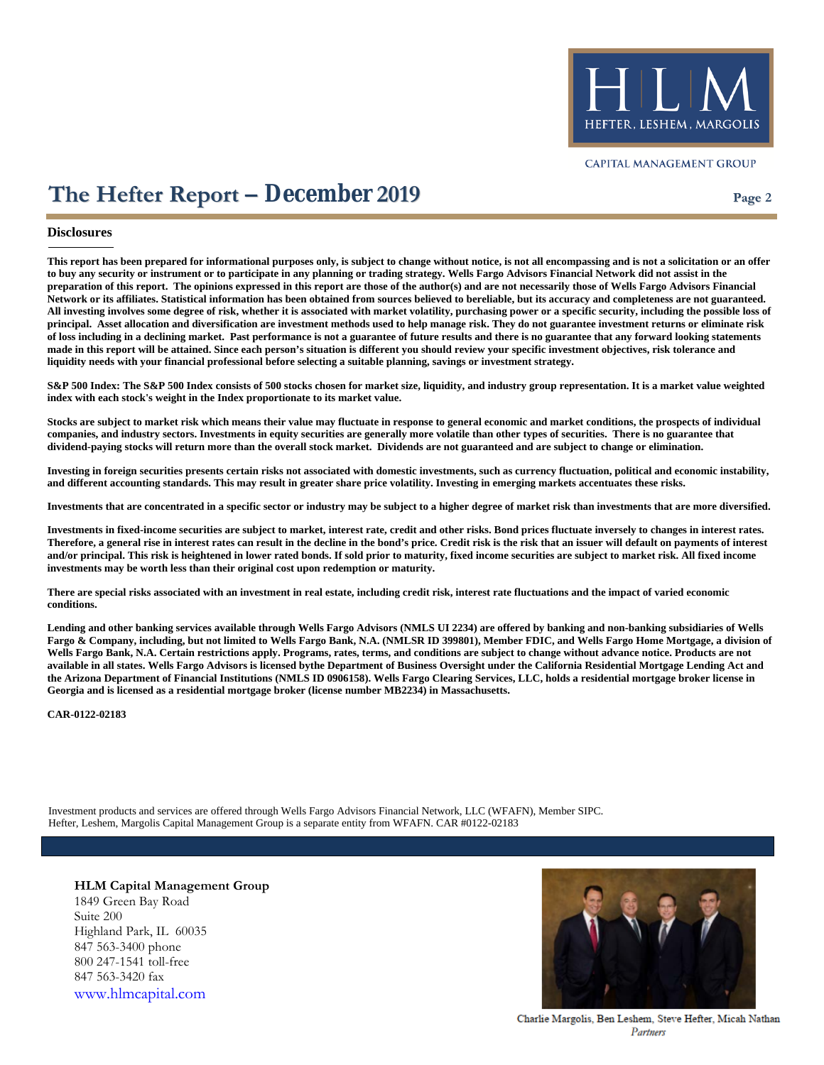HEFTER, LESHEM, MARGOLIS

CAPITAL MANAGEMENT GROUP

# The Hefter Report – December 2019

## Disclosures

**This report has been prepared for informational purposes only, is subject to change without notice, is not all encompassing and is not a solicitation or an offer to buy any security or instrument or to participate in any planning or trading strategy. Wells Fargo Advisors Financial Network did not assist in the preparation of this report. The opinions expressed in this report are those of the author(s) and are not necessarily those of Wells Fargo Advisors Financial Network or its affiliates. Statistical information has been obtained from sources believed to bereliable, but its accuracy and completeness are not guaranteed. All investing involves some degree of risk, whether it is associated with market volatility, purchasing power or a specific security, including the possible loss of principal. Asset allocation and diversification are investment methods used to help manage risk. They do not guarantee investment returns or eliminate risk of loss including in a declining market. Past performance is not a guarantee of future results and there is no guarantee that any forward looking statements made in this report will be attained. Since each person's situation is different you should review your specific investment objectives, risk tolerance and liquidity needs with your financial professional before selecting a suitable planning, savings or investment strategy.**

**S&P 500 Index: The S&P 500 Index consists of 500 stocks chosen for market size, liquidity, and industry group representation. It is a market value weighted index with each stock's weight in the Index proportionate to its market value.**

**Stocks are subject to market risk which means their value may fluctuate in response to general economic and market conditions, the prospects of individual companies, and industry sectors. Investments in equity securities are generally more volatile than other types of securities. There is no guarantee that dividend-paying stocks will return more than the overall stock market. Dividends are not guaranteed and are subject to change or elimination.**

**Investing in foreign securities presents certain risks not associated with domestic investments, such as currency fluctuation, political and economic instability, and different accounting standards. This may result in greater share price volatility. Investing in emerging markets accentuates these risks.**

**Investments that are concentrated in a specific sector or industry may be subject to a higher degree of market risk than investments that are more diversified.**

**Investments in fixed-income securities are subject to market, interest rate, credit and other risks. Bond prices fluctuate inversely to changes in interest rates. Therefore, a general rise in interest rates can result in the decline in the bond's price. Credit risk is the risk that an issuer will default on payments of interest and/or principal. This risk is heightened in lower rated bonds. If sold prior to maturity, fixed income securities are subject to market risk. All fixed income investments may be worth less than their original cost upon redemption or maturity.**

**There are special risks associated with an investment in real estate, including credit risk, interest rate fluctuations and the impact of varied economic conditions.**

**Lending and other banking services available through Wells Fargo Advisors (NMLS UI 2234) are offered by banking and non-banking subsidiaries of Wells Fargo & Company, including, but not limited to Wells Fargo Bank, N.A. (NMLSR ID 399801), Member FDIC, and Wells Fargo Home Mortgage, a division of Wells Fargo Bank, N.A. Certain restrictions apply. Programs, rates, terms, and conditions are subject to change without advance notice. Products are not available in all states. Wells Fargo Advisors is licensed bythe Department of Business Oversight under the California Residential Mortgage Lending Act and the Arizona Department of Financial Institutions (NMLS ID 0906158). Wells Fargo Clearing Services, LLC, holds a residential mortgage broker license in Georgia and is licensed as a residential mortgage broker (license number MB2234) in Massachusetts.**

**CAR-0122-02183**

Investment products and services are offered through Wells Fargo Advisors Financial Network, LLC (WFAFN), Member SIPC.
Hefter, Leshem, Margolis Capital Management Group is a separate entity from WFAFN. CAR #0122-02183

**HLM Capital Management Group**
1849 Green Bay Road
Suite 200
Highland Park, IL 60035
847 563-3400 phone
800 247-1541 toll-free
847 563-3420 fax
www.hlmcapital.com

Charlie Margolis, Ben Leshem, Steve Hefter, Micah Nathan
*Partners*